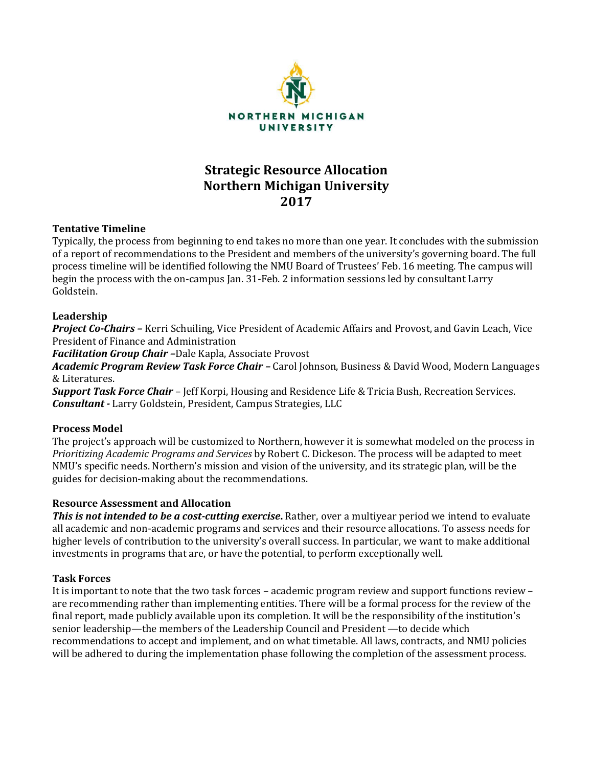NORTHERN MICHIGAN UNIVERSITY

# Strategic Resource Allocation
# Northern Michigan University
# 2017

### Tentative Timeline

Typically, the process from beginning to end takes no more than one year. It concludes with the submission of a report of recommendations to the President and members of the university's governing board. The full process timeline will be identified following the NMU Board of Trustees' Feb. 16 meeting. The campus will begin the process with the on-campus Jan. 31-Feb. 2 information sessions led by consultant Larry Goldstein.

### Leadership

***Project Co-Chairs –*** Kerri Schuiling, Vice President of Academic Affairs and Provost, and Gavin Leach, Vice President of Finance and Administration
***Facilitation Group Chair –***Dale Kapla, Associate Provost
***Academic Program Review Task Force Chair –*** Carol Johnson, Business & David Wood, Modern Languages & Literatures.
***Support Task Force Chair*** – Jeff Korpi, Housing and Residence Life & Tricia Bush, Recreation Services.
***Consultant -*** Larry Goldstein, President, Campus Strategies, LLC

### Process Model

The project's approach will be customized to Northern, however it is somewhat modeled on the process in *Prioritizing Academic Programs and Services* by Robert C. Dickeson. The process will be adapted to meet NMU's specific needs. Northern's mission and vision of the university, and its strategic plan, will be the guides for decision-making about the recommendations.

### Resource Assessment and Allocation

***This is not intended to be a cost-cutting exercise*****.** Rather, over a multiyear period we intend to evaluate all academic and non-academic programs and services and their resource allocations. To assess needs for higher levels of contribution to the university's overall success. In particular, we want to make additional investments in programs that are, or have the potential, to perform exceptionally well.

### Task Forces

It is important to note that the two task forces – academic program review and support functions review – are recommending rather than implementing entities. There will be a formal process for the review of the final report, made publicly available upon its completion. It will be the responsibility of the institution's senior leadership—the members of the Leadership Council and President —to decide which recommendations to accept and implement, and on what timetable. All laws, contracts, and NMU policies will be adhered to during the implementation phase following the completion of the assessment process.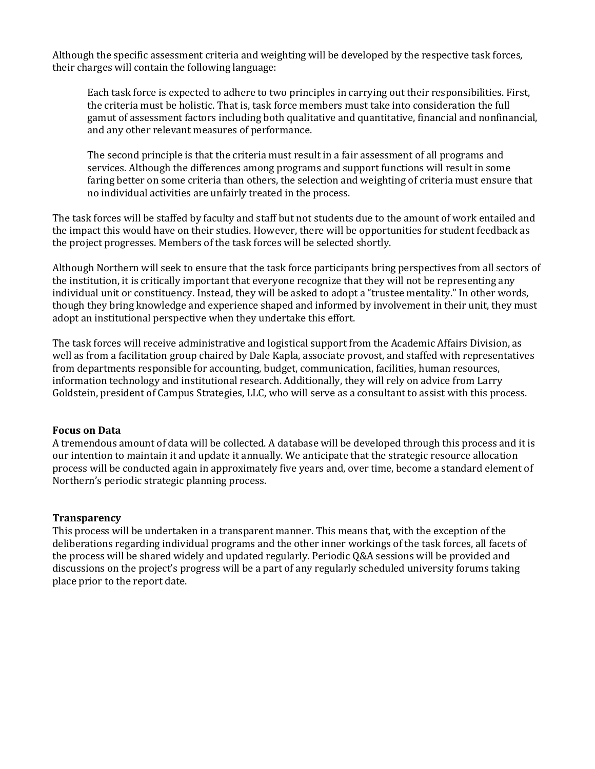Although the specific assessment criteria and weighting will be developed by the respective task forces, their charges will contain the following language:

> Each task force is expected to adhere to two principles in carrying out their responsibilities. First, the criteria must be holistic. That is, task force members must take into consideration the full gamut of assessment factors including both qualitative and quantitative, financial and nonfinancial, and any other relevant measures of performance.
>
> The second principle is that the criteria must result in a fair assessment of all programs and services. Although the differences among programs and support functions will result in some faring better on some criteria than others, the selection and weighting of criteria must ensure that no individual activities are unfairly treated in the process.

The task forces will be staffed by faculty and staff but not students due to the amount of work entailed and the impact this would have on their studies. However, there will be opportunities for student feedback as the project progresses. Members of the task forces will be selected shortly.

Although Northern will seek to ensure that the task force participants bring perspectives from all sectors of the institution, it is critically important that everyone recognize that they will not be representing any individual unit or constituency. Instead, they will be asked to adopt a "trustee mentality." In other words, though they bring knowledge and experience shaped and informed by involvement in their unit, they must adopt an institutional perspective when they undertake this effort.

The task forces will receive administrative and logistical support from the Academic Affairs Division, as well as from a facilitation group chaired by Dale Kapla, associate provost, and staffed with representatives from departments responsible for accounting, budget, communication, facilities, human resources, information technology and institutional research. Additionally, they will rely on advice from Larry Goldstein, president of Campus Strategies, LLC, who will serve as a consultant to assist with this process.

**Focus on Data**

A tremendous amount of data will be collected. A database will be developed through this process and it is our intention to maintain it and update it annually. We anticipate that the strategic resource allocation process will be conducted again in approximately five years and, over time, become a standard element of Northern's periodic strategic planning process.

**Transparency**

This process will be undertaken in a transparent manner. This means that, with the exception of the deliberations regarding individual programs and the other inner workings of the task forces, all facets of the process will be shared widely and updated regularly. Periodic Q&A sessions will be provided and discussions on the project's progress will be a part of any regularly scheduled university forums taking place prior to the report date.